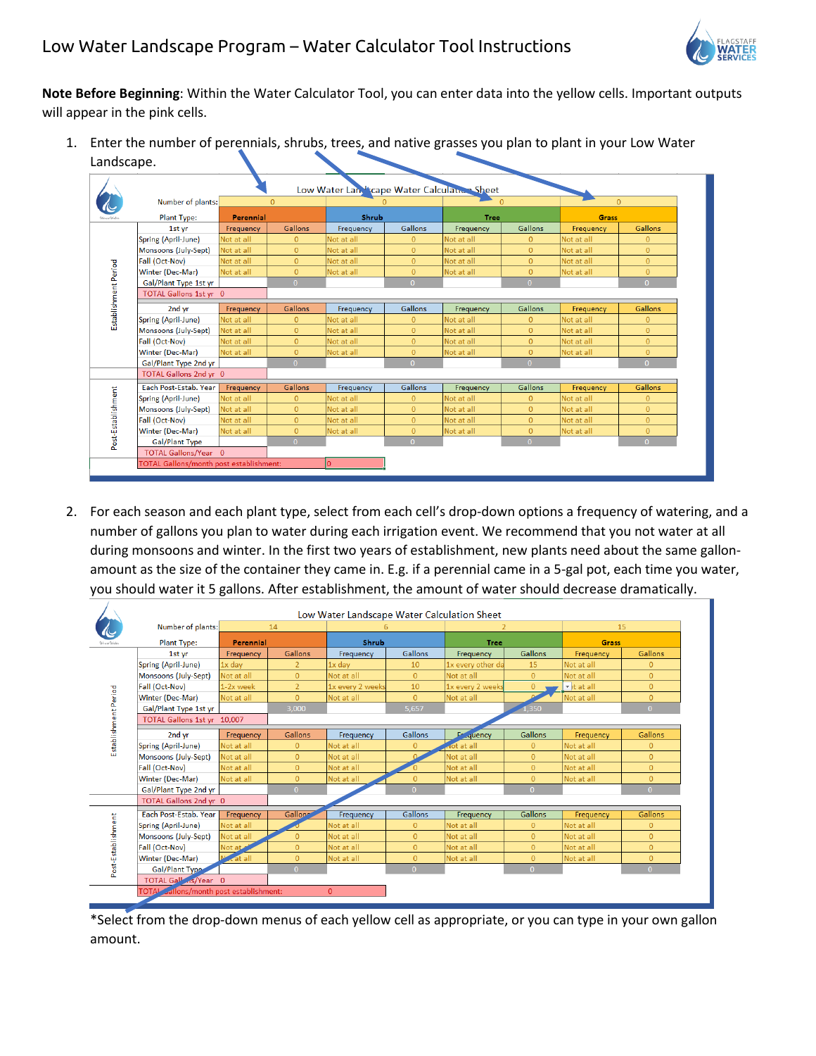# Low Water Landscape Program – Water Calculator Tool Instructions

**Note Before Beginning**: Within the Water Calculator Tool, you can enter data into the yellow cells. Important outputs will appear in the pink cells.

1. Enter the number of perennials, shrubs, trees, and native grasses you plan to plant in your Low Water Landscape.

Low Water Landscape Water Calculation Sheet

| | Perennial | | Shrub | | Tree | | Grass | |
|---|---|---|---|---|---|---|---|---|
| Number of plants: | 0 | | 0 | | 0 | | 0 | |
| **Establishment Period** | | | | | | | | |
| 1st yr | Frequency | Gallons | Frequency | Gallons | Frequency | Gallons | Frequency | Gallons |
| Spring (April-June) | Not at all | 0 | Not at all | 0 | Not at all | 0 | Not at all | 0 |
| Monsoons (July-Sept) | Not at all | 0 | Not at all | 0 | Not at all | 0 | Not at all | 0 |
| Fall (Oct-Nov) | Not at all | 0 | Not at all | 0 | Not at all | 0 | Not at all | 0 |
| Winter (Dec-Mar) | Not at all | 0 | Not at all | 0 | Not at all | 0 | Not at all | 0 |
| Gal/Plant Type 1st yr | | 0 | | 0 | | 0 | | 0 |
| TOTAL Gallons 1st yr | 0 | | | | | | | |
| 2nd yr | Frequency | Gallons | Frequency | Gallons | Frequency | Gallons | Frequency | Gallons |
| Spring (April-June) | Not at all | 0 | Not at all | 0 | Not at all | 0 | Not at all | 0 |
| Monsoons (July-Sept) | Not at all | 0 | Not at all | 0 | Not at all | 0 | Not at all | 0 |
| Fall (Oct-Nov) | Not at all | 0 | Not at all | 0 | Not at all | 0 | Not at all | 0 |
| Winter (Dec-Mar) | Not at all | 0 | Not at all | 0 | Not at all | 0 | Not at all | 0 |
| Gal/Plant Type 2nd yr | | 0 | | 0 | | 0 | | 0 |
| TOTAL Gallons 2nd yr | 0 | | | | | | | |
| **Post-Establishment** | | | | | | | | |
| Each Post-Estab. Year | Frequency | Gallons | Frequency | Gallons | Frequency | Gallons | Frequency | Gallons |
| Spring (April-June) | Not at all | 0 | Not at all | 0 | Not at all | 0 | Not at all | 0 |
| Monsoons (July-Sept) | Not at all | 0 | Not at all | 0 | Not at all | 0 | Not at all | 0 |
| Fall (Oct-Nov) | Not at all | 0 | Not at all | 0 | Not at all | 0 | Not at all | 0 |
| Winter (Dec-Mar) | Not at all | 0 | Not at all | 0 | Not at all | 0 | Not at all | 0 |
| Gal/Plant Type | | 0 | | 0 | | 0 | | 0 |
| TOTAL Gallons/Year | 0 | | | | | | | |
| TOTAL Gallons/month post establishment: | | | 0 | | | | | |

2. For each season and each plant type, select from each cell's drop-down options a frequency of watering, and a number of gallons you plan to water during each irrigation event. We recommend that you not water at all during monsoons and winter. In the first two years of establishment, new plants need about the same gallon-amount as the size of the container they came in. E.g. if a perennial came in a 5-gal pot, each time you water, you should water it 5 gallons. After establishment, the amount of water should decrease dramatically.

Low Water Landscape Water Calculation Sheet

| | Perennial | | Shrub | | Tree | | Grass | |
|---|---|---|---|---|---|---|---|---|
| Number of plants: | 14 | | 6 | | 2 | | 15 | |
| **Establishment Period** | | | | | | | | |
| 1st yr | Frequency | Gallons | Frequency | Gallons | Frequency | Gallons | Frequency | Gallons |
| Spring (April-June) | 1x day | 2 | 1x day | 10 | 1x every other da | 15 | Not at all | 0 |
| Monsoons (July-Sept) | Not at all | 0 | Not at all | 0 | Not at all | 0 | Not at all | 0 |
| Fall (Oct-Nov) | 1-2x week | 2 | 1x every 2 weeks | 10 | 1x every 2 weeks | 0 | Not at all | 0 |
| Winter (Dec-Mar) | Not at all | 0 | Not at all | 0 | Not at all | 0 | Not at all | 0 |
| Gal/Plant Type 1st yr | | 3,000 | | 5,657 | | 1,350 | | 0 |
| TOTAL Gallons 1st yr | 10,007 | | | | | | | |
| 2nd yr | Frequency | Gallons | Frequency | Gallons | Frequency | Gallons | Frequency | Gallons |
| Spring (April-June) | Not at all | 0 | Not at all | 0 | Not at all | 0 | Not at all | 0 |
| Monsoons (July-Sept) | Not at all | 0 | Not at all | 0 | Not at all | 0 | Not at all | 0 |
| Fall (Oct-Nov) | Not at all | 0 | Not at all | 0 | Not at all | 0 | Not at all | 0 |
| Winter (Dec-Mar) | Not at all | 0 | Not at all | 0 | Not at all | 0 | Not at all | 0 |
| Gal/Plant Type 2nd yr | | 0 | | 0 | | 0 | | 0 |
| TOTAL Gallons 2nd yr | 0 | | | | | | | |
| **Post-Establishment** | | | | | | | | |
| Each Post-Estab. Year | Frequency | Gallons | Frequency | Gallons | Frequency | Gallons | Frequency | Gallons |
| Spring (April-June) | Not at all | 0 | Not at all | 0 | Not at all | 0 | Not at all | 0 |
| Monsoons (July-Sept) | Not at all | 0 | Not at all | 0 | Not at all | 0 | Not at all | 0 |
| Fall (Oct-Nov) | Not at all | 0 | Not at all | 0 | Not at all | 0 | Not at all | 0 |
| Winter (Dec-Mar) | Not at all | 0 | Not at all | 0 | Not at all | 0 | Not at all | 0 |
| Gal/Plant Type | | 0 | | 0 | | 0 | | 0 |
| TOTAL Gallons/Year | 0 | | | | | | | |
| TOTAL Gallons/month post establishment: | | 0 | | | | | | |

*Select from the drop-down menus of each yellow cell as appropriate, or you can type in your own gallon amount.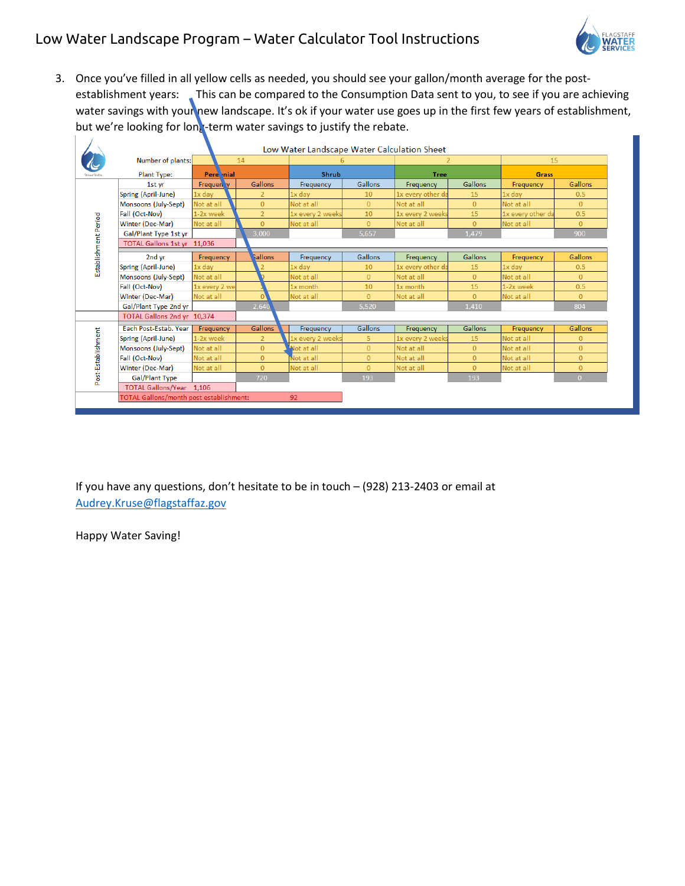3. Once you've filled in all yellow cells as needed, you should see your gallon/month average for the post-establishment years: This can be compared to the Consumption Data sent to you, to see if you are achieving water savings with your new landscape. It's ok if your water use goes up in the first few years of establishment, but we're looking for long-term water savings to justify the rebate.

Low Water Landscape Water Calculation Sheet

| | | | | | | | | | |
|---|---|---|---|---|---|---|---|---|---|
| | Number of plants: | 14 | | 6 | | 2 | | 15 | |
| | Plant Type: | Perennial | | Shrub | | Tree | | Grass | |
| Establishment Period | 1st yr | Frequency | Gallons | Frequency | Gallons | Frequency | Gallons | Frequency | Gallons |
| | Spring (April-June) | 1x day | 2 | 1x day | 10 | 1x every other da | 15 | 1x day | 0.5 |
| | Monsoons (July-Sept) | Not at all | 0 | Not at all | 0 | Not at all | 0 | Not at all | 0 |
| | Fall (Oct-Nov) | 1-2x week | 2 | 1x every 2 weeks | 10 | 1x every 2 weeks | 15 | 1x every other da | 0.5 |
| | Winter (Dec-Mar) | Not at all | 0 | Not at all | 0 | Not at all | 0 | Not at all | 0 |
| | Gal/Plant Type 1st yr | | 3,000 | | 5,657 | | 1,479 | | 900 |
| | TOTAL Gallons 1st yr | 11,036 | | | | | | | |
| | 2nd yr | Frequency | Gallons | Frequency | Gallons | Frequency | Gallons | Frequency | Gallons |
| | Spring (April-June) | 1x day | 2 | 1x day | 10 | 1x every other da | 15 | 1x day | 0.5 |
| | Monsoons (July-Sept) | Not at all | 0 | Not at all | 0 | Not at all | 0 | Not at all | 0 |
| | Fall (Oct-Nov) | 1x every 2 we | 2 | 1x month | 10 | 1x month | 15 | 1-2x week | 0.5 |
| | Winter (Dec-Mar) | Not at all | 0 | Not at all | 0 | Not at all | 0 | Not at all | 0 |
| | Gal/Plant Type 2nd yr | | 2,640 | | 5,520 | | 1,410 | | 804 |
| | TOTAL Gallons 2nd yr | 10,374 | | | | | | | |
| Post-Establishment | Each Post-Estab. Year | Frequency | Gallons | Frequency | Gallons | Frequency | Gallons | Frequency | Gallons |
| | Spring (April-June) | 1-2x week | 2 | 1x every 2 weeks | 5 | 1x every 2 weeks | 15 | Not at all | 0 |
| | Monsoons (July-Sept) | Not at all | 0 | Not at all | 0 | Not at all | 0 | Not at all | 0 |
| | Fall (Oct-Nov) | Not at all | 0 | Not at all | 0 | Not at all | 0 | Not at all | 0 |
| | Winter (Dec-Mar) | Not at all | 0 | Not at all | 0 | Not at all | 0 | Not at all | 0 |
| | Gal/Plant Type | | 720 | | 193 | | 193 | | 0 |
| | TOTAL Gallons/Year | 1,106 | | | | | | | |
| | TOTAL Gallons/month post establishment: | | | 92 | | | | | |

If you have any questions, don't hesitate to be in touch – (928) 213-2403 or email at Audrey.Kruse@flagstaffaz.gov

Happy Water Saving!